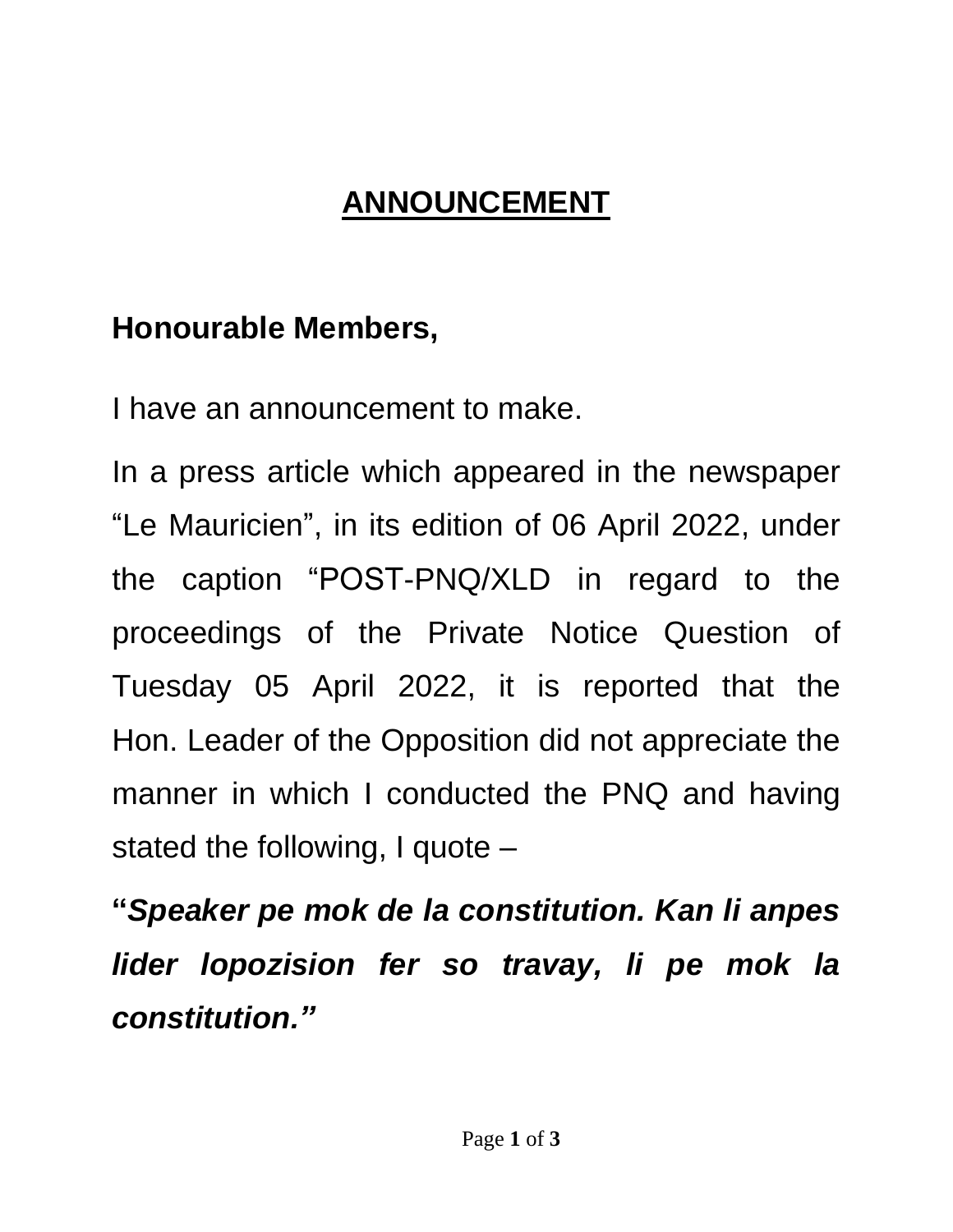# ANNOUNCEMENT

**Honourable Members,**

I have an announcement to make.

In a press article which appeared in the newspaper "Le Mauricien", in its edition of 06 April 2022, under the caption "POST-PNQ/XLD in regard to the proceedings of the Private Notice Question of Tuesday 05 April 2022, it is reported that the Hon. Leader of the Opposition did not appreciate the manner in which I conducted the PNQ and having stated the following, I quote –

**"*Speaker pe mok de la constitution. Kan li anpes lider lopozision fer so travay, li pe mok la constitution.*"**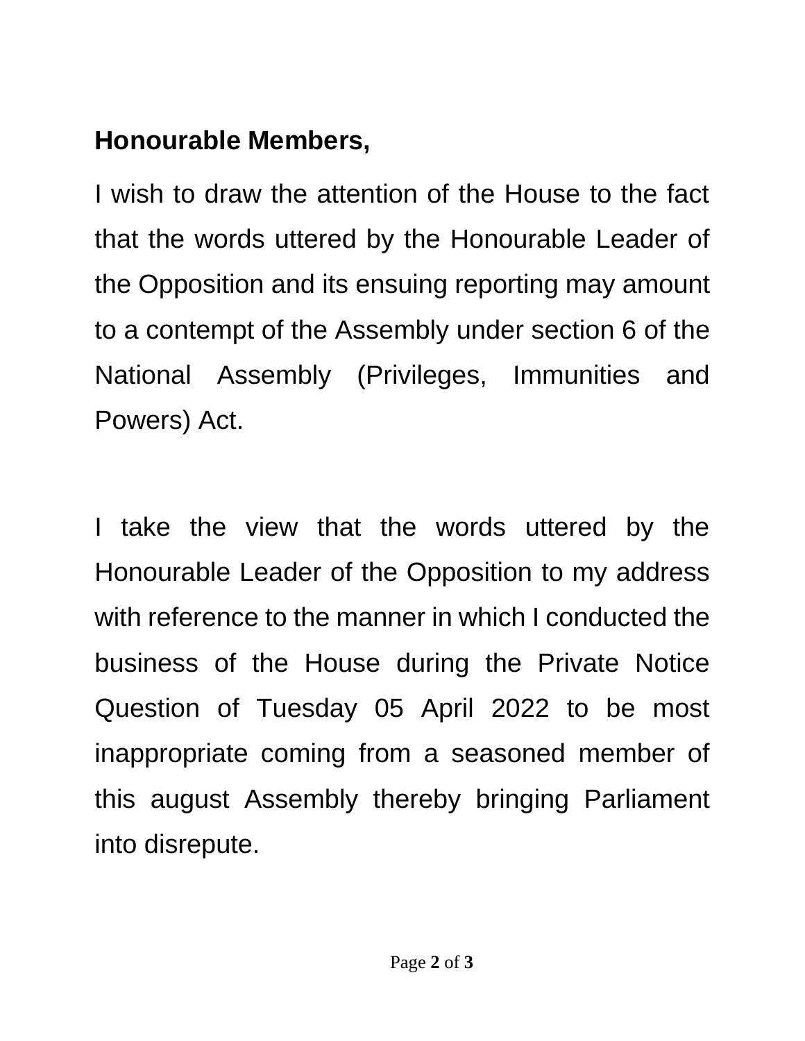**Honourable Members,**

I wish to draw the attention of the House to the fact that the words uttered by the Honourable Leader of the Opposition and its ensuing reporting may amount to a contempt of the Assembly under section 6 of the National Assembly (Privileges, Immunities and Powers) Act.

I take the view that the words uttered by the Honourable Leader of the Opposition to my address with reference to the manner in which I conducted the business of the House during the Private Notice Question of Tuesday 05 April 2022 to be most inappropriate coming from a seasoned member of this august Assembly thereby bringing Parliament into disrepute.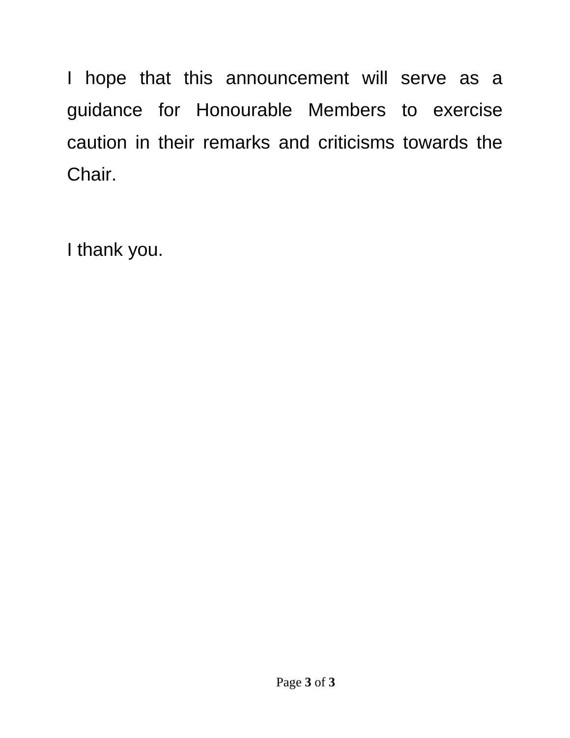I hope that this announcement will serve as a guidance for Honourable Members to exercise caution in their remarks and criticisms towards the Chair.

I thank you.